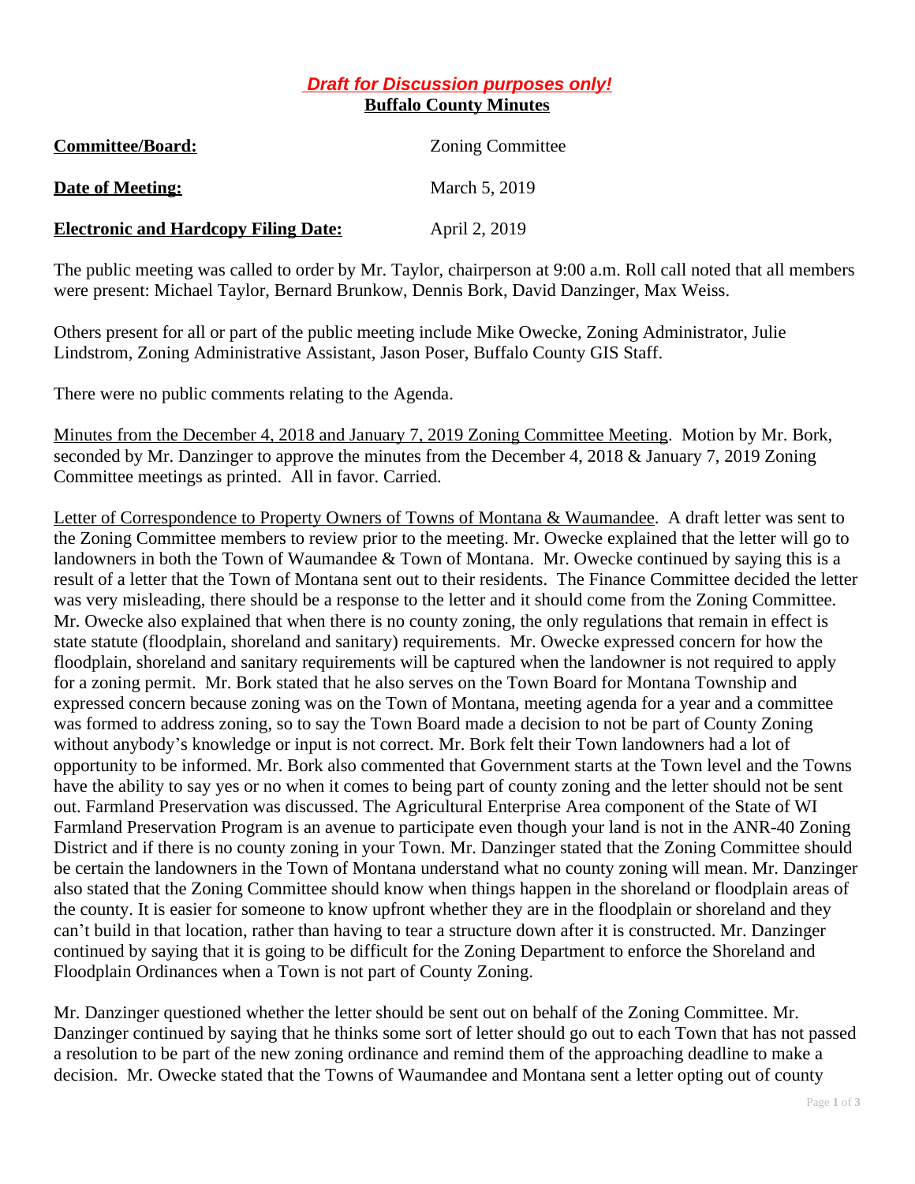***Draft for Discussion purposes only!***

**Buffalo County Minutes**

| | |
|---|---|
| **Committee/Board:** | Zoning Committee |
| **Date of Meeting:** | March 5, 2019 |
| **Electronic and Hardcopy Filing Date:** | April 2, 2019 |

The public meeting was called to order by Mr. Taylor, chairperson at 9:00 a.m. Roll call noted that all members were present: Michael Taylor, Bernard Brunkow, Dennis Bork, David Danzinger, Max Weiss.

Others present for all or part of the public meeting include Mike Owecke, Zoning Administrator, Julie Lindstrom, Zoning Administrative Assistant, Jason Poser, Buffalo County GIS Staff.

There were no public comments relating to the Agenda.

Minutes from the December 4, 2018 and January 7, 2019 Zoning Committee Meeting. Motion by Mr. Bork, seconded by Mr. Danzinger to approve the minutes from the December 4, 2018 & January 7, 2019 Zoning Committee meetings as printed. All in favor. Carried.

Letter of Correspondence to Property Owners of Towns of Montana & Waumandee. A draft letter was sent to the Zoning Committee members to review prior to the meeting. Mr. Owecke explained that the letter will go to landowners in both the Town of Waumandee & Town of Montana. Mr. Owecke continued by saying this is a result of a letter that the Town of Montana sent out to their residents. The Finance Committee decided the letter was very misleading, there should be a response to the letter and it should come from the Zoning Committee. Mr. Owecke also explained that when there is no county zoning, the only regulations that remain in effect is state statute (floodplain, shoreland and sanitary) requirements. Mr. Owecke expressed concern for how the floodplain, shoreland and sanitary requirements will be captured when the landowner is not required to apply for a zoning permit. Mr. Bork stated that he also serves on the Town Board for Montana Township and expressed concern because zoning was on the Town of Montana, meeting agenda for a year and a committee was formed to address zoning, so to say the Town Board made a decision to not be part of County Zoning without anybody's knowledge or input is not correct. Mr. Bork felt their Town landowners had a lot of opportunity to be informed. Mr. Bork also commented that Government starts at the Town level and the Towns have the ability to say yes or no when it comes to being part of county zoning and the letter should not be sent out. Farmland Preservation was discussed. The Agricultural Enterprise Area component of the State of WI Farmland Preservation Program is an avenue to participate even though your land is not in the ANR-40 Zoning District and if there is no county zoning in your Town. Mr. Danzinger stated that the Zoning Committee should be certain the landowners in the Town of Montana understand what no county zoning will mean. Mr. Danzinger also stated that the Zoning Committee should know when things happen in the shoreland or floodplain areas of the county. It is easier for someone to know upfront whether they are in the floodplain or shoreland and they can't build in that location, rather than having to tear a structure down after it is constructed. Mr. Danzinger continued by saying that it is going to be difficult for the Zoning Department to enforce the Shoreland and Floodplain Ordinances when a Town is not part of County Zoning.

Mr. Danzinger questioned whether the letter should be sent out on behalf of the Zoning Committee. Mr. Danzinger continued by saying that he thinks some sort of letter should go out to each Town that has not passed a resolution to be part of the new zoning ordinance and remind them of the approaching deadline to make a decision. Mr. Owecke stated that the Towns of Waumandee and Montana sent a letter opting out of county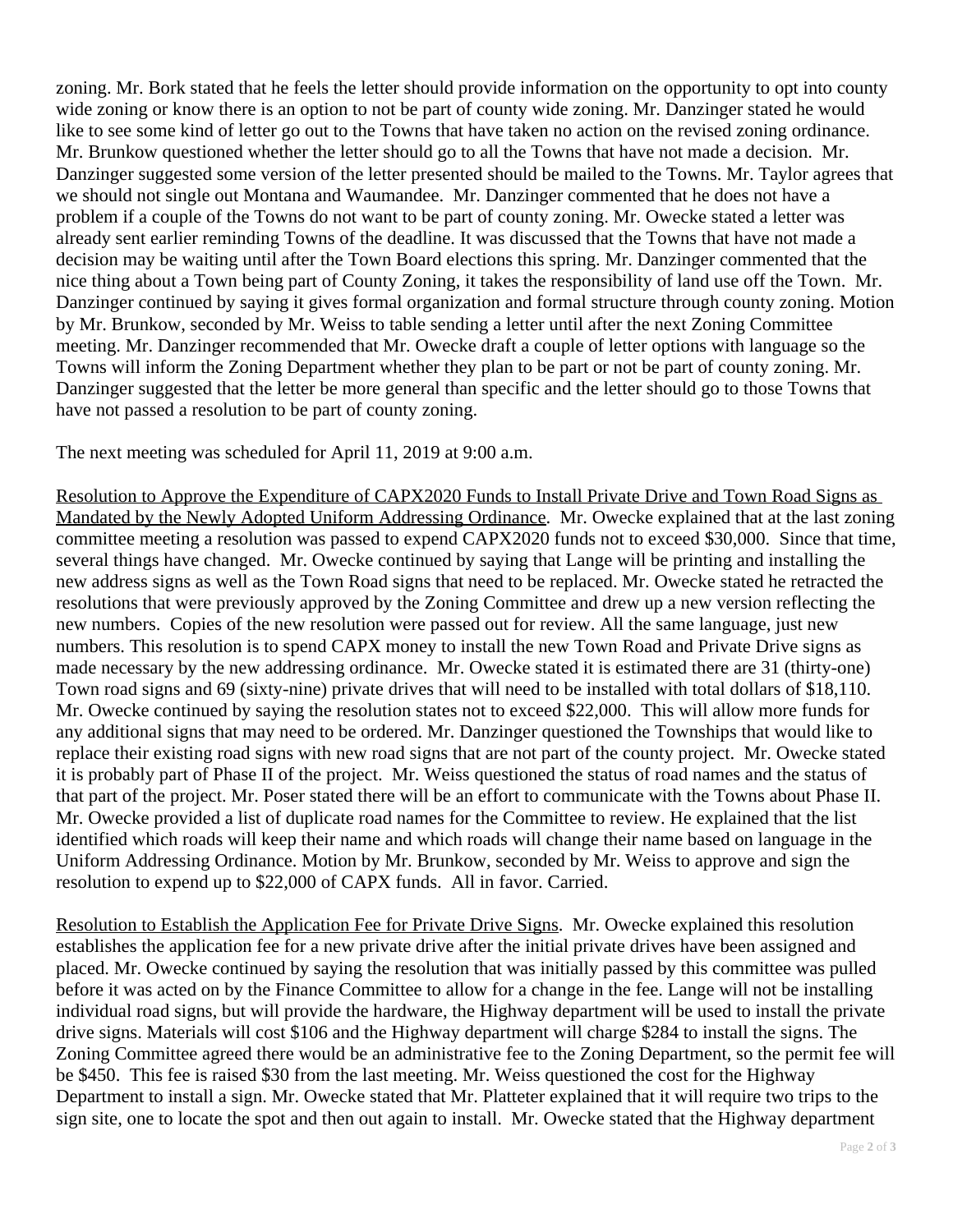zoning. Mr. Bork stated that he feels the letter should provide information on the opportunity to opt into county wide zoning or know there is an option to not be part of county wide zoning. Mr. Danzinger stated he would like to see some kind of letter go out to the Towns that have taken no action on the revised zoning ordinance. Mr. Brunkow questioned whether the letter should go to all the Towns that have not made a decision. Mr. Danzinger suggested some version of the letter presented should be mailed to the Towns. Mr. Taylor agrees that we should not single out Montana and Waumandee. Mr. Danzinger commented that he does not have a problem if a couple of the Towns do not want to be part of county zoning. Mr. Owecke stated a letter was already sent earlier reminding Towns of the deadline. It was discussed that the Towns that have not made a decision may be waiting until after the Town Board elections this spring. Mr. Danzinger commented that the nice thing about a Town being part of County Zoning, it takes the responsibility of land use off the Town. Mr. Danzinger continued by saying it gives formal organization and formal structure through county zoning. Motion by Mr. Brunkow, seconded by Mr. Weiss to table sending a letter until after the next Zoning Committee meeting. Mr. Danzinger recommended that Mr. Owecke draft a couple of letter options with language so the Towns will inform the Zoning Department whether they plan to be part or not be part of county zoning. Mr. Danzinger suggested that the letter be more general than specific and the letter should go to those Towns that have not passed a resolution to be part of county zoning.

The next meeting was scheduled for April 11, 2019 at 9:00 a.m.

<u>Resolution to Approve the Expenditure of CAPX2020 Funds to Install Private Drive and Town Road Signs as Mandated by the Newly Adopted Uniform Addressing Ordinance</u>. Mr. Owecke explained that at the last zoning committee meeting a resolution was passed to expend CAPX2020 funds not to exceed $30,000. Since that time, several things have changed. Mr. Owecke continued by saying that Lange will be printing and installing the new address signs as well as the Town Road signs that need to be replaced. Mr. Owecke stated he retracted the resolutions that were previously approved by the Zoning Committee and drew up a new version reflecting the new numbers. Copies of the new resolution were passed out for review. All the same language, just new numbers. This resolution is to spend CAPX money to install the new Town Road and Private Drive signs as made necessary by the new addressing ordinance. Mr. Owecke stated it is estimated there are 31 (thirty-one) Town road signs and 69 (sixty-nine) private drives that will need to be installed with total dollars of $18,110. Mr. Owecke continued by saying the resolution states not to exceed $22,000. This will allow more funds for any additional signs that may need to be ordered. Mr. Danzinger questioned the Townships that would like to replace their existing road signs with new road signs that are not part of the county project. Mr. Owecke stated it is probably part of Phase II of the project. Mr. Weiss questioned the status of road names and the status of that part of the project. Mr. Poser stated there will be an effort to communicate with the Towns about Phase II. Mr. Owecke provided a list of duplicate road names for the Committee to review. He explained that the list identified which roads will keep their name and which roads will change their name based on language in the Uniform Addressing Ordinance. Motion by Mr. Brunkow, seconded by Mr. Weiss to approve and sign the resolution to expend up to $22,000 of CAPX funds. All in favor. Carried.

<u>Resolution to Establish the Application Fee for Private Drive Signs</u>. Mr. Owecke explained this resolution establishes the application fee for a new private drive after the initial private drives have been assigned and placed. Mr. Owecke continued by saying the resolution that was initially passed by this committee was pulled before it was acted on by the Finance Committee to allow for a change in the fee. Lange will not be installing individual road signs, but will provide the hardware, the Highway department will be used to install the private drive signs. Materials will cost $106 and the Highway department will charge $284 to install the signs. The Zoning Committee agreed there would be an administrative fee to the Zoning Department, so the permit fee will be $450. This fee is raised $30 from the last meeting. Mr. Weiss questioned the cost for the Highway Department to install a sign. Mr. Owecke stated that Mr. Platteter explained that it will require two trips to the sign site, one to locate the spot and then out again to install. Mr. Owecke stated that the Highway department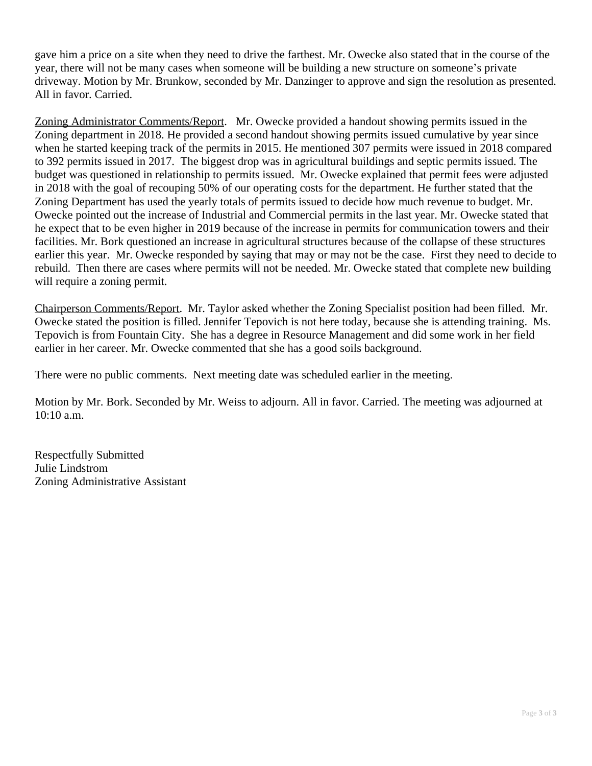gave him a price on a site when they need to drive the farthest. Mr. Owecke also stated that in the course of the year, there will not be many cases when someone will be building a new structure on someone's private driveway. Motion by Mr. Brunkow, seconded by Mr. Danzinger to approve and sign the resolution as presented. All in favor. Carried.

<u>Zoning Administrator Comments/Report</u>. Mr. Owecke provided a handout showing permits issued in the Zoning department in 2018. He provided a second handout showing permits issued cumulative by year since when he started keeping track of the permits in 2015. He mentioned 307 permits were issued in 2018 compared to 392 permits issued in 2017. The biggest drop was in agricultural buildings and septic permits issued. The budget was questioned in relationship to permits issued. Mr. Owecke explained that permit fees were adjusted in 2018 with the goal of recouping 50% of our operating costs for the department. He further stated that the Zoning Department has used the yearly totals of permits issued to decide how much revenue to budget. Mr. Owecke pointed out the increase of Industrial and Commercial permits in the last year. Mr. Owecke stated that he expect that to be even higher in 2019 because of the increase in permits for communication towers and their facilities. Mr. Bork questioned an increase in agricultural structures because of the collapse of these structures earlier this year. Mr. Owecke responded by saying that may or may not be the case. First they need to decide to rebuild. Then there are cases where permits will not be needed. Mr. Owecke stated that complete new building will require a zoning permit.

<u>Chairperson Comments/Report</u>. Mr. Taylor asked whether the Zoning Specialist position had been filled. Mr. Owecke stated the position is filled. Jennifer Tepovich is not here today, because she is attending training. Ms. Tepovich is from Fountain City. She has a degree in Resource Management and did some work in her field earlier in her career. Mr. Owecke commented that she has a good soils background.

There were no public comments. Next meeting date was scheduled earlier in the meeting.

Motion by Mr. Bork. Seconded by Mr. Weiss to adjourn. All in favor. Carried. The meeting was adjourned at 10:10 a.m.

Respectfully Submitted
Julie Lindstrom
Zoning Administrative Assistant